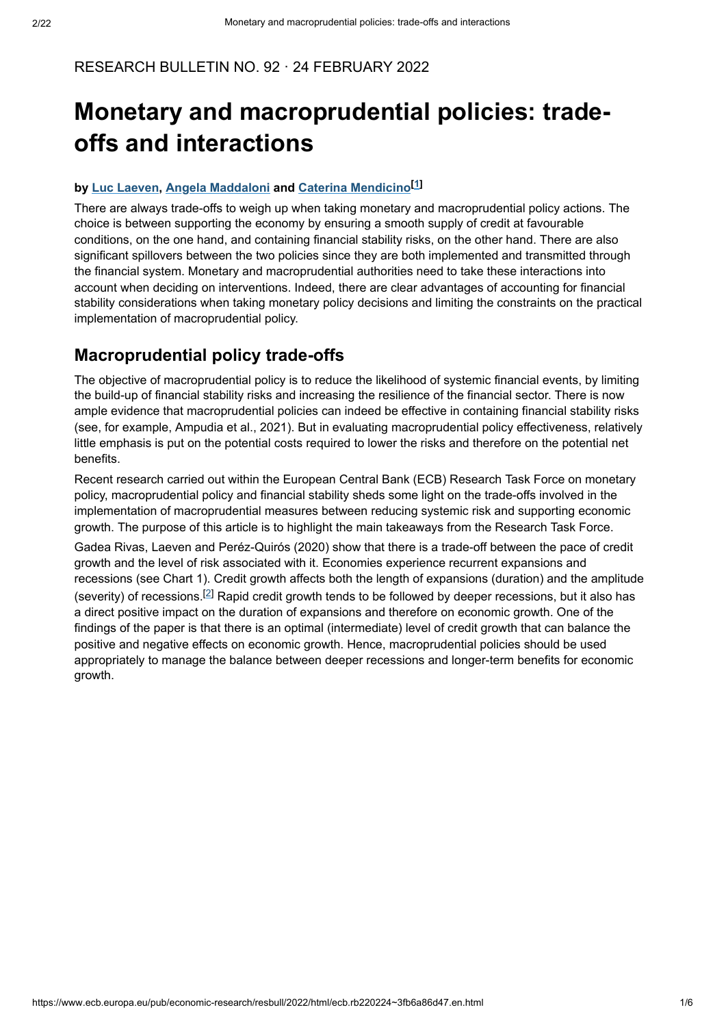RESEARCH BULLETIN NO. 92 · 24 FEBRUARY 2022

# Monetary and macroprudential policies: trade-offs and interactions

**by Luc Laeven, Angela Maddaloni and Caterina Mendicino[1]**

There are always trade-offs to weigh up when taking monetary and macroprudential policy actions. The choice is between supporting the economy by ensuring a smooth supply of credit at favourable conditions, on the one hand, and containing financial stability risks, on the other hand. There are also significant spillovers between the two policies since they are both implemented and transmitted through the financial system. Monetary and macroprudential authorities need to take these interactions into account when deciding on interventions. Indeed, there are clear advantages of accounting for financial stability considerations when taking monetary policy decisions and limiting the constraints on the practical implementation of macroprudential policy.

## Macroprudential policy trade-offs

The objective of macroprudential policy is to reduce the likelihood of systemic financial events, by limiting the build-up of financial stability risks and increasing the resilience of the financial sector. There is now ample evidence that macroprudential policies can indeed be effective in containing financial stability risks (see, for example, Ampudia et al., 2021). But in evaluating macroprudential policy effectiveness, relatively little emphasis is put on the potential costs required to lower the risks and therefore on the potential net benefits.

Recent research carried out within the European Central Bank (ECB) Research Task Force on monetary policy, macroprudential policy and financial stability sheds some light on the trade-offs involved in the implementation of macroprudential measures between reducing systemic risk and supporting economic growth. The purpose of this article is to highlight the main takeaways from the Research Task Force.

Gadea Rivas, Laeven and Peréz-Quirós (2020) show that there is a trade-off between the pace of credit growth and the level of risk associated with it. Economies experience recurrent expansions and recessions (see Chart 1). Credit growth affects both the length of expansions (duration) and the amplitude (severity) of recessions.[2] Rapid credit growth tends to be followed by deeper recessions, but it also has a direct positive impact on the duration of expansions and therefore on economic growth. One of the findings of the paper is that there is an optimal (intermediate) level of credit growth that can balance the positive and negative effects on economic growth. Hence, macroprudential policies should be used appropriately to manage the balance between deeper recessions and longer-term benefits for economic growth.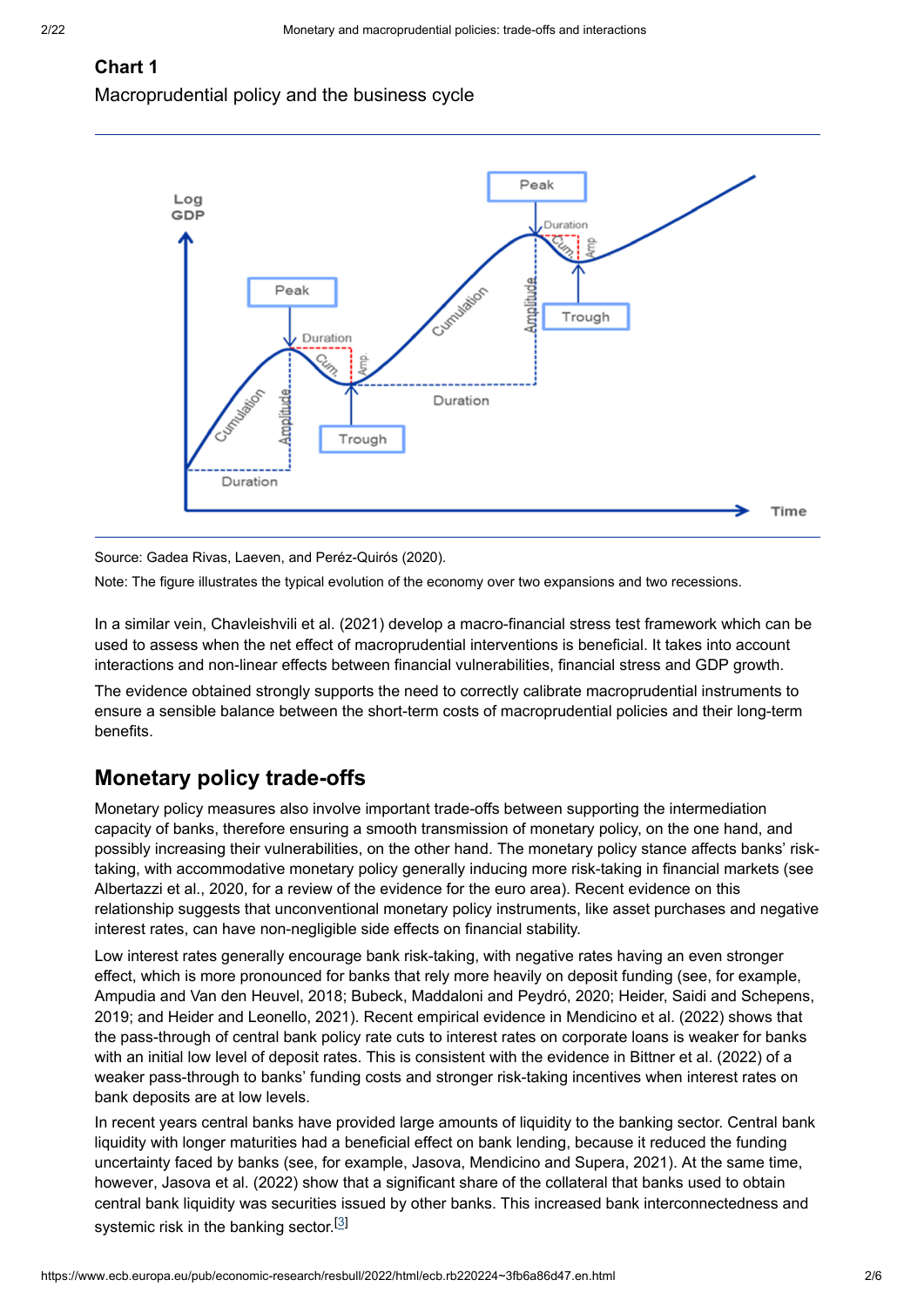**Chart 1**

Macroprudential policy and the business cycle

Source: Gadea Rivas, Laeven, and Peréz-Quirós (2020).

Note: The figure illustrates the typical evolution of the economy over two expansions and two recessions.

In a similar vein, Chavleishvili et al. (2021) develop a macro-financial stress test framework which can be used to assess when the net effect of macroprudential interventions is beneficial. It takes into account interactions and non-linear effects between financial vulnerabilities, financial stress and GDP growth.

The evidence obtained strongly supports the need to correctly calibrate macroprudential instruments to ensure a sensible balance between the short-term costs of macroprudential policies and their long-term benefits.

## Monetary policy trade-offs

Monetary policy measures also involve important trade-offs between supporting the intermediation capacity of banks, therefore ensuring a smooth transmission of monetary policy, on the one hand, and possibly increasing their vulnerabilities, on the other hand. The monetary policy stance affects banks' risk-taking, with accommodative monetary policy generally inducing more risk-taking in financial markets (see Albertazzi et al., 2020, for a review of the evidence for the euro area). Recent evidence on this relationship suggests that unconventional monetary policy instruments, like asset purchases and negative interest rates, can have non-negligible side effects on financial stability.

Low interest rates generally encourage bank risk-taking, with negative rates having an even stronger effect, which is more pronounced for banks that rely more heavily on deposit funding (see, for example, Ampudia and Van den Heuvel, 2018; Bubeck, Maddaloni and Peydró, 2020; Heider, Saidi and Schepens, 2019; and Heider and Leonello, 2021). Recent empirical evidence in Mendicino et al. (2022) shows that the pass-through of central bank policy rate cuts to interest rates on corporate loans is weaker for banks with an initial low level of deposit rates. This is consistent with the evidence in Bittner et al. (2022) of a weaker pass-through to banks' funding costs and stronger risk-taking incentives when interest rates on bank deposits are at low levels.

In recent years central banks have provided large amounts of liquidity to the banking sector. Central bank liquidity with longer maturities had a beneficial effect on bank lending, because it reduced the funding uncertainty faced by banks (see, for example, Jasova, Mendicino and Supera, 2021). At the same time, however, Jasova et al. (2022) show that a significant share of the collateral that banks used to obtain central bank liquidity was securities issued by other banks. This increased bank interconnectedness and systemic risk in the banking sector.[3]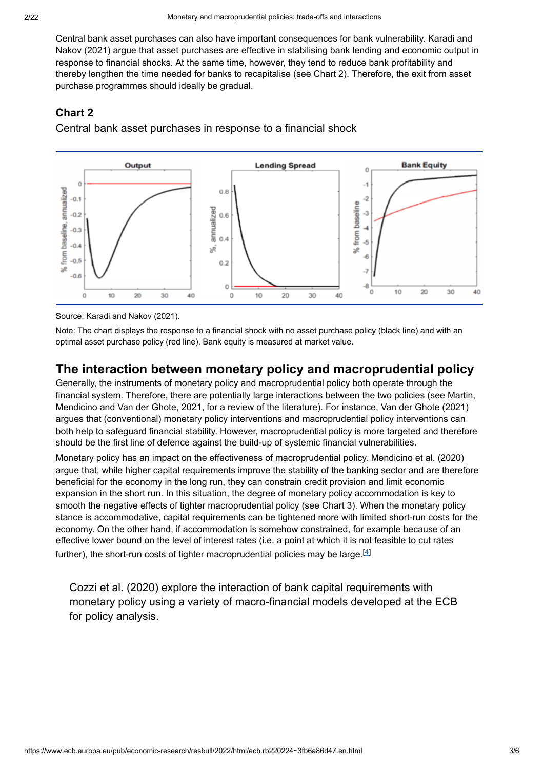Central bank asset purchases can also have important consequences for bank vulnerability. Karadi and Nakov (2021) argue that asset purchases are effective in stabilising bank lending and economic output in response to financial shocks. At the same time, however, they tend to reduce bank profitability and thereby lengthen the time needed for banks to recapitalise (see Chart 2). Therefore, the exit from asset purchase programmes should ideally be gradual.

### Chart 2

Central bank asset purchases in response to a financial shock

Source: Karadi and Nakov (2021).

Note: The chart displays the response to a financial shock with no asset purchase policy (black line) and with an optimal asset purchase policy (red line). Bank equity is measured at market value.

## The interaction between monetary policy and macroprudential policy

Generally, the instruments of monetary policy and macroprudential policy both operate through the financial system. Therefore, there are potentially large interactions between the two policies (see Martin, Mendicino and Van der Ghote, 2021, for a review of the literature). For instance, Van der Ghote (2021) argues that (conventional) monetary policy interventions and macroprudential policy interventions can both help to safeguard financial stability. However, macroprudential policy is more targeted and therefore should be the first line of defence against the build-up of systemic financial vulnerabilities.

Monetary policy has an impact on the effectiveness of macroprudential policy. Mendicino et al. (2020) argue that, while higher capital requirements improve the stability of the banking sector and are therefore beneficial for the economy in the long run, they can constrain credit provision and limit economic expansion in the short run. In this situation, the degree of monetary policy accommodation is key to smooth the negative effects of tighter macroprudential policy (see Chart 3). When the monetary policy stance is accommodative, capital requirements can be tightened more with limited short-run costs for the economy. On the other hand, if accommodation is somehow constrained, for example because of an effective lower bound on the level of interest rates (i.e. a point at which it is not feasible to cut rates further), the short-run costs of tighter macroprudential policies may be large.[4]

> Cozzi et al. (2020) explore the interaction of bank capital requirements with monetary policy using a variety of macro-financial models developed at the ECB for policy analysis.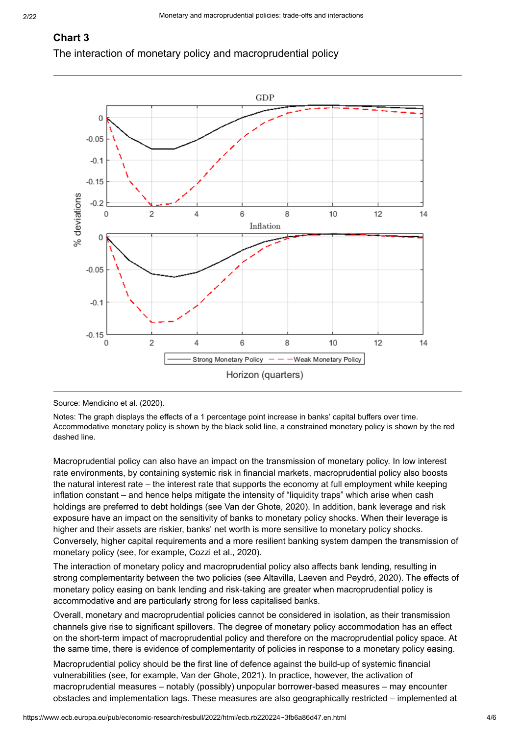## Chart 3

The interaction of monetary policy and macroprudential policy

Source: Mendicino et al. (2020).

Notes: The graph displays the effects of a 1 percentage point increase in banks' capital buffers over time. Accommodative monetary policy is shown by the black solid line, a constrained monetary policy is shown by the red dashed line.

Macroprudential policy can also have an impact on the transmission of monetary policy. In low interest rate environments, by containing systemic risk in financial markets, macroprudential policy also boosts the natural interest rate – the interest rate that supports the economy at full employment while keeping inflation constant – and hence helps mitigate the intensity of "liquidity traps" which arise when cash holdings are preferred to debt holdings (see Van der Ghote, 2020). In addition, bank leverage and risk exposure have an impact on the sensitivity of banks to monetary policy shocks. When their leverage is higher and their assets are riskier, banks' net worth is more sensitive to monetary policy shocks. Conversely, higher capital requirements and a more resilient banking system dampen the transmission of monetary policy (see, for example, Cozzi et al., 2020).

The interaction of monetary policy and macroprudential policy also affects bank lending, resulting in strong complementarity between the two policies (see Altavilla, Laeven and Peydró, 2020). The effects of monetary policy easing on bank lending and risk-taking are greater when macroprudential policy is accommodative and are particularly strong for less capitalised banks.

Overall, monetary and macroprudential policies cannot be considered in isolation, as their transmission channels give rise to significant spillovers. The degree of monetary policy accommodation has an effect on the short-term impact of macroprudential policy and therefore on the macroprudential policy space. At the same time, there is evidence of complementarity of policies in response to a monetary policy easing.

Macroprudential policy should be the first line of defence against the build-up of systemic financial vulnerabilities (see, for example, Van der Ghote, 2021). In practice, however, the activation of macroprudential measures – notably (possibly) unpopular borrower-based measures – may encounter obstacles and implementation lags. These measures are also geographically restricted – implemented at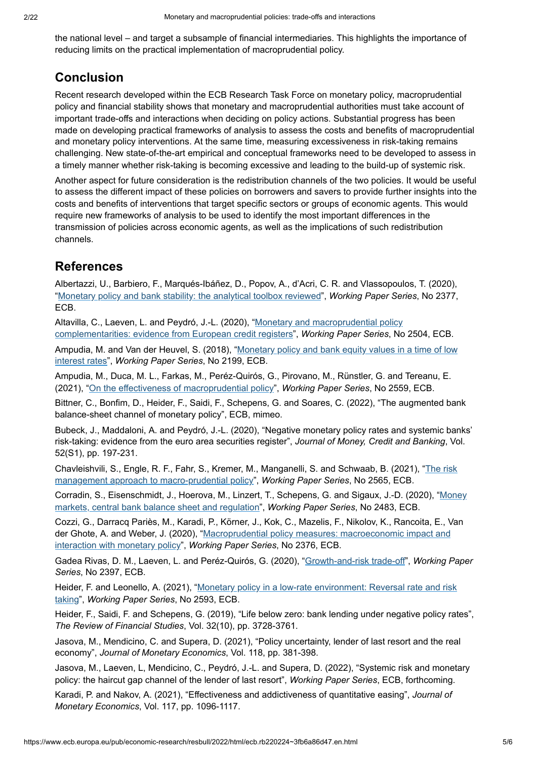the national level – and target a subsample of financial intermediaries. This highlights the importance of reducing limits on the practical implementation of macroprudential policy.

## Conclusion

Recent research developed within the ECB Research Task Force on monetary policy, macroprudential policy and financial stability shows that monetary and macroprudential authorities must take account of important trade-offs and interactions when deciding on policy actions. Substantial progress has been made on developing practical frameworks of analysis to assess the costs and benefits of macroprudential and monetary policy interventions. At the same time, measuring excessiveness in risk-taking remains challenging. New state-of-the-art empirical and conceptual frameworks need to be developed to assess in a timely manner whether risk-taking is becoming excessive and leading to the build-up of systemic risk.

Another aspect for future consideration is the redistribution channels of the two policies. It would be useful to assess the different impact of these policies on borrowers and savers to provide further insights into the costs and benefits of interventions that target specific sectors or groups of economic agents. This would require new frameworks of analysis to be used to identify the most important differences in the transmission of policies across economic agents, as well as the implications of such redistribution channels.

## References

Albertazzi, U., Barbiero, F., Marqués-Ibáñez, D., Popov, A., d'Acri, C. R. and Vlassopoulos, T. (2020), "Monetary policy and bank stability: the analytical toolbox reviewed", *Working Paper Series*, No 2377, ECB.

Altavilla, C., Laeven, L. and Peydró, J.-L. (2020), "Monetary and macroprudential policy complementarities: evidence from European credit registers", *Working Paper Series*, No 2504, ECB.

Ampudia, M. and Van der Heuvel, S. (2018), "Monetary policy and bank equity values in a time of low interest rates", *Working Paper Series*, No 2199, ECB.

Ampudia, M., Duca, M. L., Farkas, M., Peréz-Quirós, G., Pirovano, M., Rünstler, G. and Tereanu, E. (2021), "On the effectiveness of macroprudential policy", *Working Paper Series*, No 2559, ECB.

Bittner, C., Bonfim, D., Heider, F., Saidi, F., Schepens, G. and Soares, C. (2022), "The augmented bank balance-sheet channel of monetary policy", ECB, mimeo.

Bubeck, J., Maddaloni, A. and Peydró, J.-L. (2020), "Negative monetary policy rates and systemic banks' risk-taking: evidence from the euro area securities register", *Journal of Money, Credit and Banking*, Vol. 52(S1), pp. 197-231.

Chavleishvili, S., Engle, R. F., Fahr, S., Kremer, M., Manganelli, S. and Schwaab, B. (2021), "The risk management approach to macro-prudential policy", *Working Paper Series*, No 2565, ECB.

Corradin, S., Eisenschmidt, J., Hoerova, M., Linzert, T., Schepens, G. and Sigaux, J.-D. (2020), "Money markets, central bank balance sheet and regulation", *Working Paper Series*, No 2483, ECB.

Cozzi, G., Darracq Pariès, M., Karadi, P., Körner, J., Kok, C., Mazelis, F., Nikolov, K., Rancoita, E., Van der Ghote, A. and Weber, J. (2020), "Macroprudential policy measures: macroeconomic impact and interaction with monetary policy", *Working Paper Series*, No 2376, ECB.

Gadea Rivas, D. M., Laeven, L. and Peréz-Quirós, G. (2020), "Growth-and-risk trade-off", *Working Paper Series*, No 2397, ECB.

Heider, F. and Leonello, A. (2021), "Monetary policy in a low-rate environment: Reversal rate and risk taking", *Working Paper Series*, No 2593, ECB.

Heider, F., Saidi, F. and Schepens, G. (2019), "Life below zero: bank lending under negative policy rates", *The Review of Financial Studies*, Vol. 32(10), pp. 3728-3761.

Jasova, M., Mendicino, C. and Supera, D. (2021), "Policy uncertainty, lender of last resort and the real economy", *Journal of Monetary Economics*, Vol. 118, pp. 381-398.

Jasova, M., Laeven, L, Mendicino, C., Peydró, J.-L. and Supera, D. (2022), "Systemic risk and monetary policy: the haircut gap channel of the lender of last resort", *Working Paper Series*, ECB, forthcoming.

Karadi, P. and Nakov, A. (2021), "Effectiveness and addictiveness of quantitative easing", *Journal of Monetary Economics*, Vol. 117, pp. 1096-1117.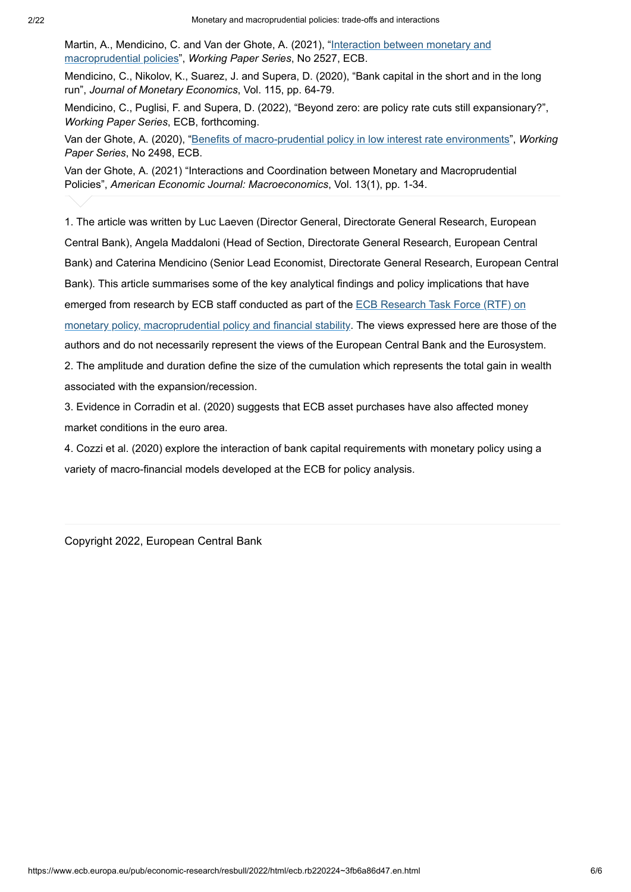Martin, A., Mendicino, C. and Van der Ghote, A. (2021), "Interaction between monetary and macroprudential policies", *Working Paper Series*, No 2527, ECB.

Mendicino, C., Nikolov, K., Suarez, J. and Supera, D. (2020), "Bank capital in the short and in the long run", *Journal of Monetary Economics*, Vol. 115, pp. 64-79.

Mendicino, C., Puglisi, F. and Supera, D. (2022), "Beyond zero: are policy rate cuts still expansionary?", *Working Paper Series*, ECB, forthcoming.

Van der Ghote, A. (2020), "Benefits of macro-prudential policy in low interest rate environments", *Working Paper Series*, No 2498, ECB.

Van der Ghote, A. (2021) "Interactions and Coordination between Monetary and Macroprudential Policies", *American Economic Journal: Macroeconomics*, Vol. 13(1), pp. 1-34.

1. The article was written by Luc Laeven (Director General, Directorate General Research, European Central Bank), Angela Maddaloni (Head of Section, Directorate General Research, European Central Bank) and Caterina Mendicino (Senior Lead Economist, Directorate General Research, European Central Bank). This article summarises some of the key analytical findings and policy implications that have emerged from research by ECB staff conducted as part of the ECB Research Task Force (RTF) on monetary policy, macroprudential policy and financial stability. The views expressed here are those of the authors and do not necessarily represent the views of the European Central Bank and the Eurosystem.

2. The amplitude and duration define the size of the cumulation which represents the total gain in wealth associated with the expansion/recession.

3. Evidence in Corradin et al. (2020) suggests that ECB asset purchases have also affected money market conditions in the euro area.

4. Cozzi et al. (2020) explore the interaction of bank capital requirements with monetary policy using a variety of macro-financial models developed at the ECB for policy analysis.

Copyright 2022, European Central Bank